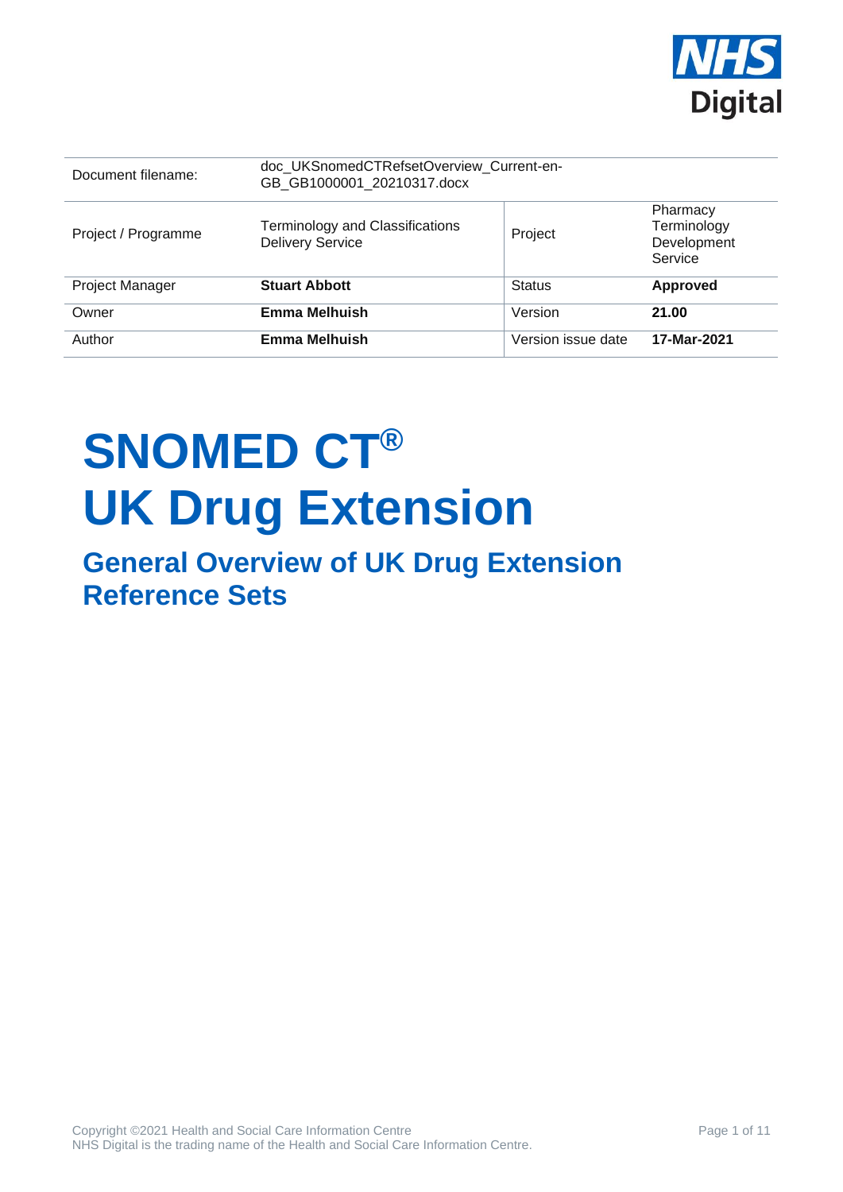| Document filename: | doc_UKSnomedCTRefsetOverview_Current-en-GB_GB1000001_20210317.docx | | |
| --- | --- | --- | --- |
| Project / Programme | Terminology and Classifications Delivery Service | Project | Pharmacy Terminology Development Service |
| Project Manager | **Stuart Abbott** | Status | **Approved** |
| Owner | **Emma Melhuish** | Version | **21.00** |
| Author | **Emma Melhuish** | Version issue date | **17-Mar-2021** |

# SNOMED CT® UK Drug Extension

## General Overview of UK Drug Extension Reference Sets

Copyright ©2021 Health and Social Care Information Centre
NHS Digital is the trading name of the Health and Social Care Information Centre.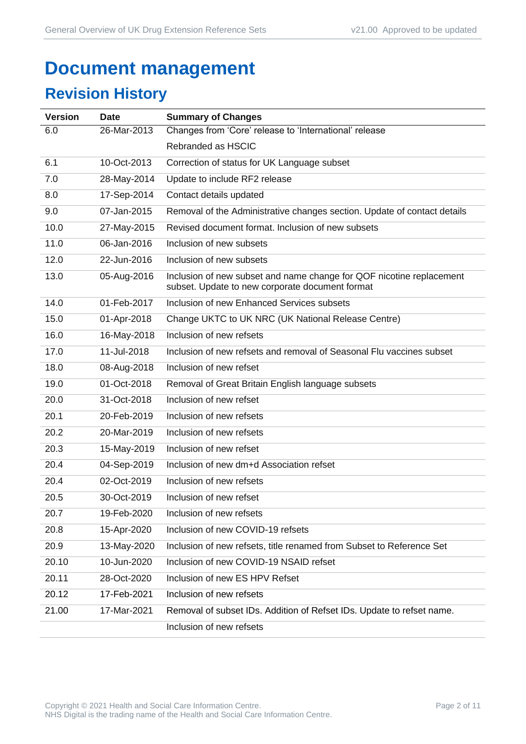# Document management

## Revision History

| Version | Date | Summary of Changes |
|---|---|---|
| 6.0 | 26-Mar-2013 | Changes from 'Core' release to 'International' release<br>Rebranded as HSCIC |
| 6.1 | 10-Oct-2013 | Correction of status for UK Language subset |
| 7.0 | 28-May-2014 | Update to include RF2 release |
| 8.0 | 17-Sep-2014 | Contact details updated |
| 9.0 | 07-Jan-2015 | Removal of the Administrative changes section. Update of contact details |
| 10.0 | 27-May-2015 | Revised document format. Inclusion of new subsets |
| 11.0 | 06-Jan-2016 | Inclusion of new subsets |
| 12.0 | 22-Jun-2016 | Inclusion of new subsets |
| 13.0 | 05-Aug-2016 | Inclusion of new subset and name change for QOF nicotine replacement subset. Update to new corporate document format |
| 14.0 | 01-Feb-2017 | Inclusion of new Enhanced Services subsets |
| 15.0 | 01-Apr-2018 | Change UKTC to UK NRC (UK National Release Centre) |
| 16.0 | 16-May-2018 | Inclusion of new refsets |
| 17.0 | 11-Jul-2018 | Inclusion of new refsets and removal of Seasonal Flu vaccines subset |
| 18.0 | 08-Aug-2018 | Inclusion of new refset |
| 19.0 | 01-Oct-2018 | Removal of Great Britain English language subsets |
| 20.0 | 31-Oct-2018 | Inclusion of new refset |
| 20.1 | 20-Feb-2019 | Inclusion of new refsets |
| 20.2 | 20-Mar-2019 | Inclusion of new refsets |
| 20.3 | 15-May-2019 | Inclusion of new refset |
| 20.4 | 04-Sep-2019 | Inclusion of new dm+d Association refset |
| 20.4 | 02-Oct-2019 | Inclusion of new refsets |
| 20.5 | 30-Oct-2019 | Inclusion of new refset |
| 20.7 | 19-Feb-2020 | Inclusion of new refsets |
| 20.8 | 15-Apr-2020 | Inclusion of new COVID-19 refsets |
| 20.9 | 13-May-2020 | Inclusion of new refsets, title renamed from Subset to Reference Set |
| 20.10 | 10-Jun-2020 | Inclusion of new COVID-19 NSAID refset |
| 20.11 | 28-Oct-2020 | Inclusion of new ES HPV Refset |
| 20.12 | 17-Feb-2021 | Inclusion of new refsets |
| 21.00 | 17-Mar-2021 | Removal of subset IDs. Addition of Refset IDs. Update to refset name.<br>Inclusion of new refsets |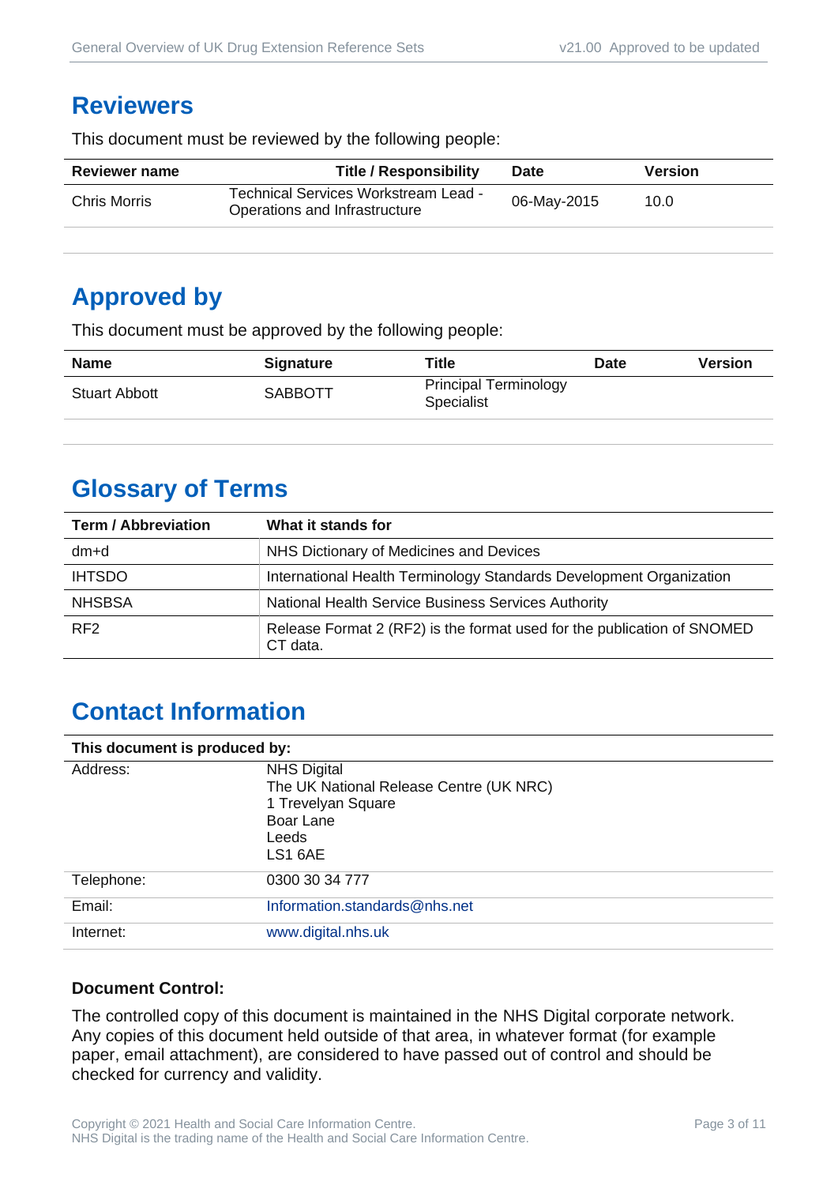## Reviewers

This document must be reviewed by the following people:

| Reviewer name | Title / Responsibility | Date | Version |
|---|---|---|---|
| Chris Morris | Technical Services Workstream Lead - Operations and Infrastructure | 06-May-2015 | 10.0 |

## Approved by

This document must be approved by the following people:

| Name | Signature | Title | Date | Version |
|---|---|---|---|---|
| Stuart Abbott | SABBOTT | Principal Terminology Specialist | | |

## Glossary of Terms

| Term / Abbreviation | What it stands for |
|---|---|
| dm+d | NHS Dictionary of Medicines and Devices |
| IHTSDO | International Health Terminology Standards Development Organization |
| NHSBSA | National Health Service Business Services Authority |
| RF2 | Release Format 2 (RF2) is the format used for the publication of SNOMED CT data. |

## Contact Information

| This document is produced by: | |
|---|---|
| Address: | NHS Digital<br>The UK National Release Centre (UK NRC)<br>1 Trevelyan Square<br>Boar Lane<br>Leeds<br>LS1 6AE |
| Telephone: | 0300 30 34 777 |
| Email: | Information.standards@nhs.net |
| Internet: | www.digital.nhs.uk |

**Document Control:**

The controlled copy of this document is maintained in the NHS Digital corporate network. Any copies of this document held outside of that area, in whatever format (for example paper, email attachment), are considered to have passed out of control and should be checked for currency and validity.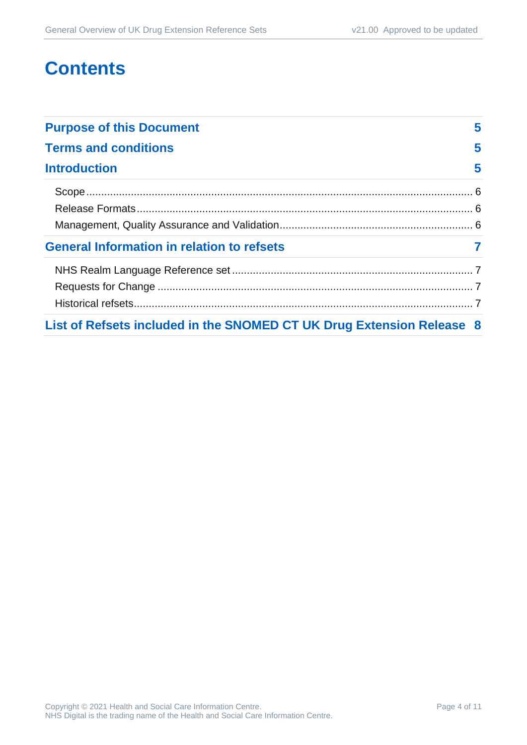# Contents

| | |
|---|---|
| **Purpose of this Document** | **5** |
| **Terms and conditions** | **5** |
| **Introduction** | **5** |
| Scope | 6 |
| Release Formats | 6 |
| Management, Quality Assurance and Validation | 6 |
| **General Information in relation to refsets** | **7** |
| NHS Realm Language Reference set | 7 |
| Requests for Change | 7 |
| Historical refsets | 7 |
| **List of Refsets included in the SNOMED CT UK Drug Extension Release** | **8** |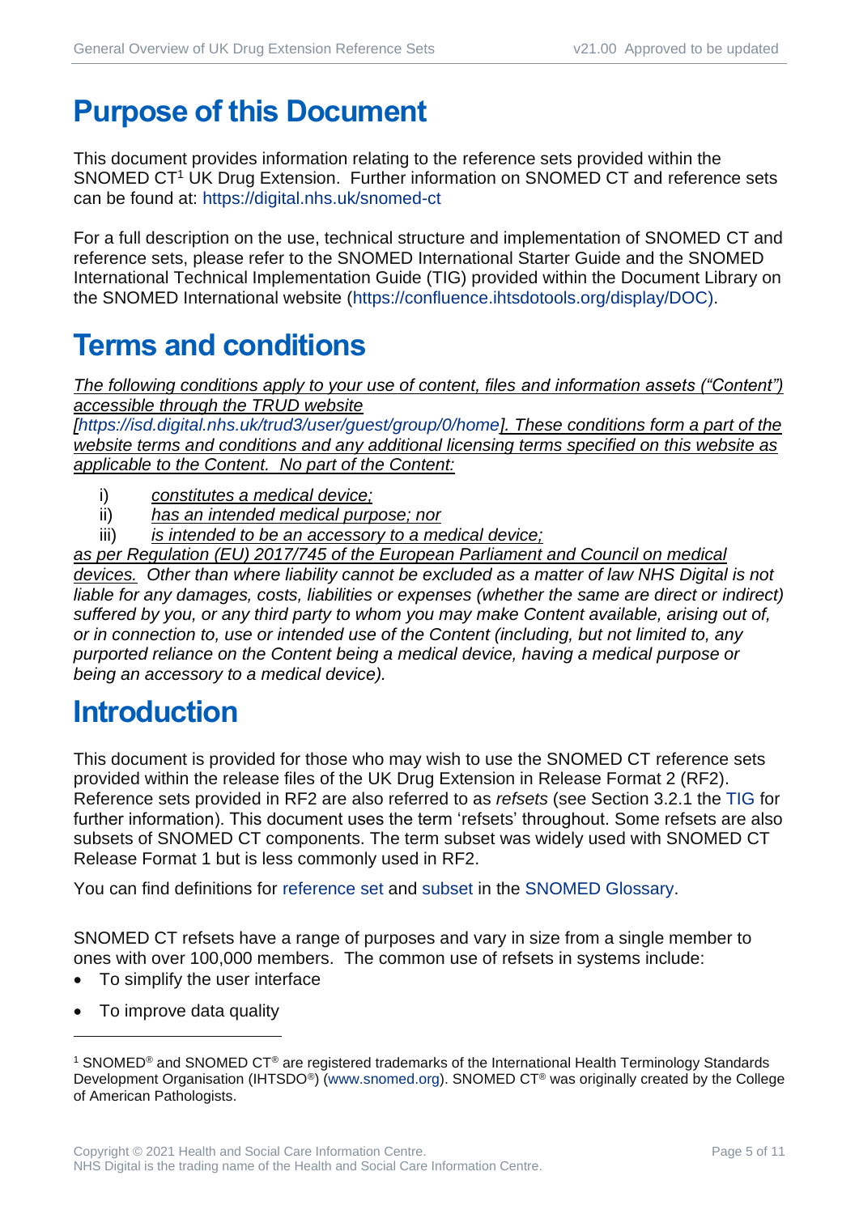# Purpose of this Document

This document provides information relating to the reference sets provided within the SNOMED CT[1] UK Drug Extension. Further information on SNOMED CT and reference sets can be found at: https://digital.nhs.uk/snomed-ct

For a full description on the use, technical structure and implementation of SNOMED CT and reference sets, please refer to the SNOMED International Starter Guide and the SNOMED International Technical Implementation Guide (TIG) provided within the Document Library on the SNOMED International website (https://confluence.ihtsdotools.org/display/DOC).

# Terms and conditions

*The following conditions apply to your use of content, files and information assets ("Content") accessible through the TRUD website [https://isd.digital.nhs.uk/trud3/user/guest/group/0/home]. These conditions form a part of the website terms and conditions and any additional licensing terms specified on this website as applicable to the Content. No part of the Content:*

i) *constitutes a medical device;*
ii) *has an intended medical purpose; nor*
iii) *is intended to be an accessory to a medical device;*

*as per Regulation (EU) 2017/745 of the European Parliament and Council on medical devices. Other than where liability cannot be excluded as a matter of law NHS Digital is not liable for any damages, costs, liabilities or expenses (whether the same are direct or indirect) suffered by you, or any third party to whom you may make Content available, arising out of, or in connection to, use or intended use of the Content (including, but not limited to, any purported reliance on the Content being a medical device, having a medical purpose or being an accessory to a medical device).*

# Introduction

This document is provided for those who may wish to use the SNOMED CT reference sets provided within the release files of the UK Drug Extension in Release Format 2 (RF2). Reference sets provided in RF2 are also referred to as *refsets* (see Section 3.2.1 the TIG for further information). This document uses the term 'refsets' throughout. Some refsets are also subsets of SNOMED CT components. The term subset was widely used with SNOMED CT Release Format 1 but is less commonly used in RF2.

You can find definitions for reference set and subset in the SNOMED Glossary.

SNOMED CT refsets have a range of purposes and vary in size from a single member to ones with over 100,000 members. The common use of refsets in systems include:

- To simplify the user interface
- To improve data quality

[1] SNOMED® and SNOMED CT® are registered trademarks of the International Health Terminology Standards Development Organisation (IHTSDO®) (www.snomed.org). SNOMED CT® was originally created by the College of American Pathologists.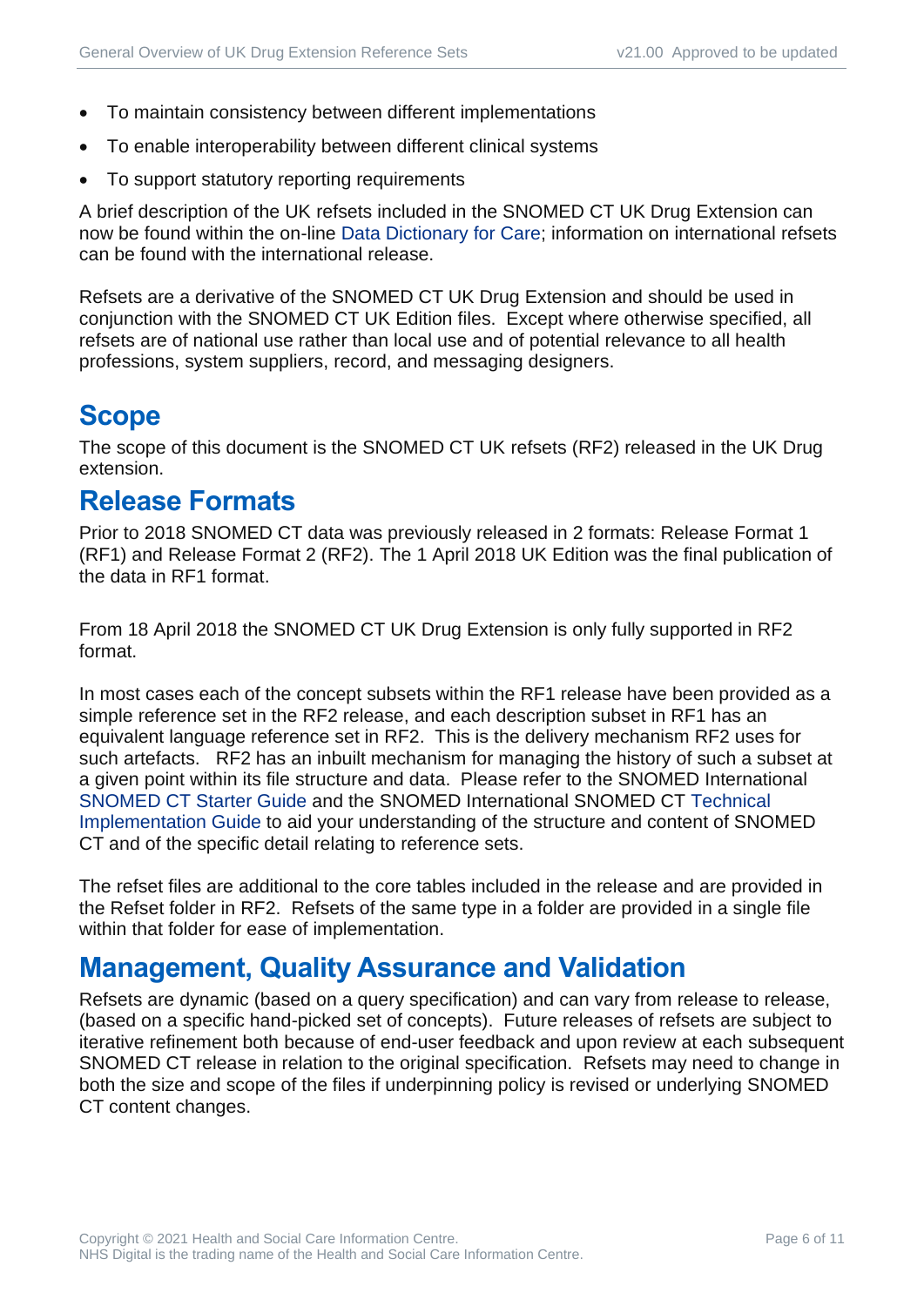- To maintain consistency between different implementations
- To enable interoperability between different clinical systems
- To support statutory reporting requirements

A brief description of the UK refsets included in the SNOMED CT UK Drug Extension can now be found within the on-line Data Dictionary for Care; information on international refsets can be found with the international release.

Refsets are a derivative of the SNOMED CT UK Drug Extension and should be used in conjunction with the SNOMED CT UK Edition files. Except where otherwise specified, all refsets are of national use rather than local use and of potential relevance to all health professions, system suppliers, record, and messaging designers.

## Scope

The scope of this document is the SNOMED CT UK refsets (RF2) released in the UK Drug extension.

## Release Formats

Prior to 2018 SNOMED CT data was previously released in 2 formats: Release Format 1 (RF1) and Release Format 2 (RF2). The 1 April 2018 UK Edition was the final publication of the data in RF1 format.

From 18 April 2018 the SNOMED CT UK Drug Extension is only fully supported in RF2 format.

In most cases each of the concept subsets within the RF1 release have been provided as a simple reference set in the RF2 release, and each description subset in RF1 has an equivalent language reference set in RF2. This is the delivery mechanism RF2 uses for such artefacts. RF2 has an inbuilt mechanism for managing the history of such a subset at a given point within its file structure and data. Please refer to the SNOMED International SNOMED CT Starter Guide and the SNOMED International SNOMED CT Technical Implementation Guide to aid your understanding of the structure and content of SNOMED CT and of the specific detail relating to reference sets.

The refset files are additional to the core tables included in the release and are provided in the Refset folder in RF2. Refsets of the same type in a folder are provided in a single file within that folder for ease of implementation.

## Management, Quality Assurance and Validation

Refsets are dynamic (based on a query specification) and can vary from release to release, (based on a specific hand-picked set of concepts). Future releases of refsets are subject to iterative refinement both because of end-user feedback and upon review at each subsequent SNOMED CT release in relation to the original specification. Refsets may need to change in both the size and scope of the files if underpinning policy is revised or underlying SNOMED CT content changes.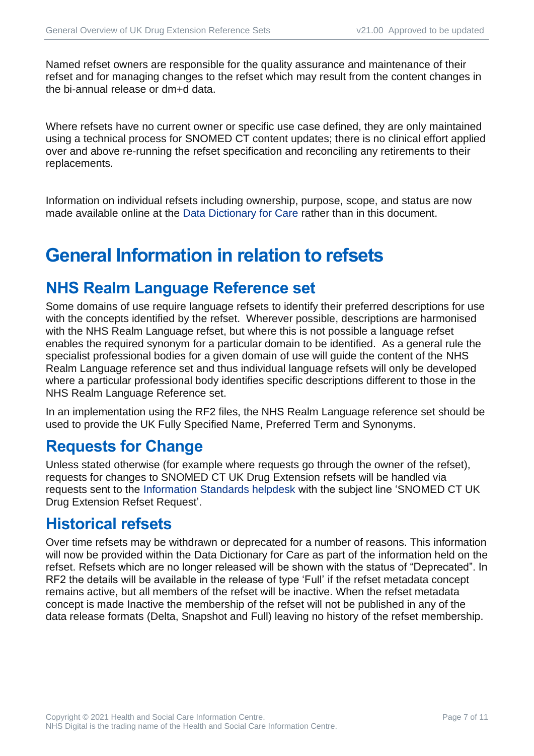Named refset owners are responsible for the quality assurance and maintenance of their refset and for managing changes to the refset which may result from the content changes in the bi-annual release or dm+d data.

Where refsets have no current owner or specific use case defined, they are only maintained using a technical process for SNOMED CT content updates; there is no clinical effort applied over and above re-running the refset specification and reconciling any retirements to their replacements.

Information on individual refsets including ownership, purpose, scope, and status are now made available online at the Data Dictionary for Care rather than in this document.

# General Information in relation to refsets

## NHS Realm Language Reference set

Some domains of use require language refsets to identify their preferred descriptions for use with the concepts identified by the refset. Wherever possible, descriptions are harmonised with the NHS Realm Language refset, but where this is not possible a language refset enables the required synonym for a particular domain to be identified. As a general rule the specialist professional bodies for a given domain of use will guide the content of the NHS Realm Language reference set and thus individual language refsets will only be developed where a particular professional body identifies specific descriptions different to those in the NHS Realm Language Reference set.

In an implementation using the RF2 files, the NHS Realm Language reference set should be used to provide the UK Fully Specified Name, Preferred Term and Synonyms.

## Requests for Change

Unless stated otherwise (for example where requests go through the owner of the refset), requests for changes to SNOMED CT UK Drug Extension refsets will be handled via requests sent to the Information Standards helpdesk with the subject line 'SNOMED CT UK Drug Extension Refset Request'.

## Historical refsets

Over time refsets may be withdrawn or deprecated for a number of reasons. This information will now be provided within the Data Dictionary for Care as part of the information held on the refset. Refsets which are no longer released will be shown with the status of "Deprecated". In RF2 the details will be available in the release of type 'Full' if the refset metadata concept remains active, but all members of the refset will be inactive. When the refset metadata concept is made Inactive the membership of the refset will not be published in any of the data release formats (Delta, Snapshot and Full) leaving no history of the refset membership.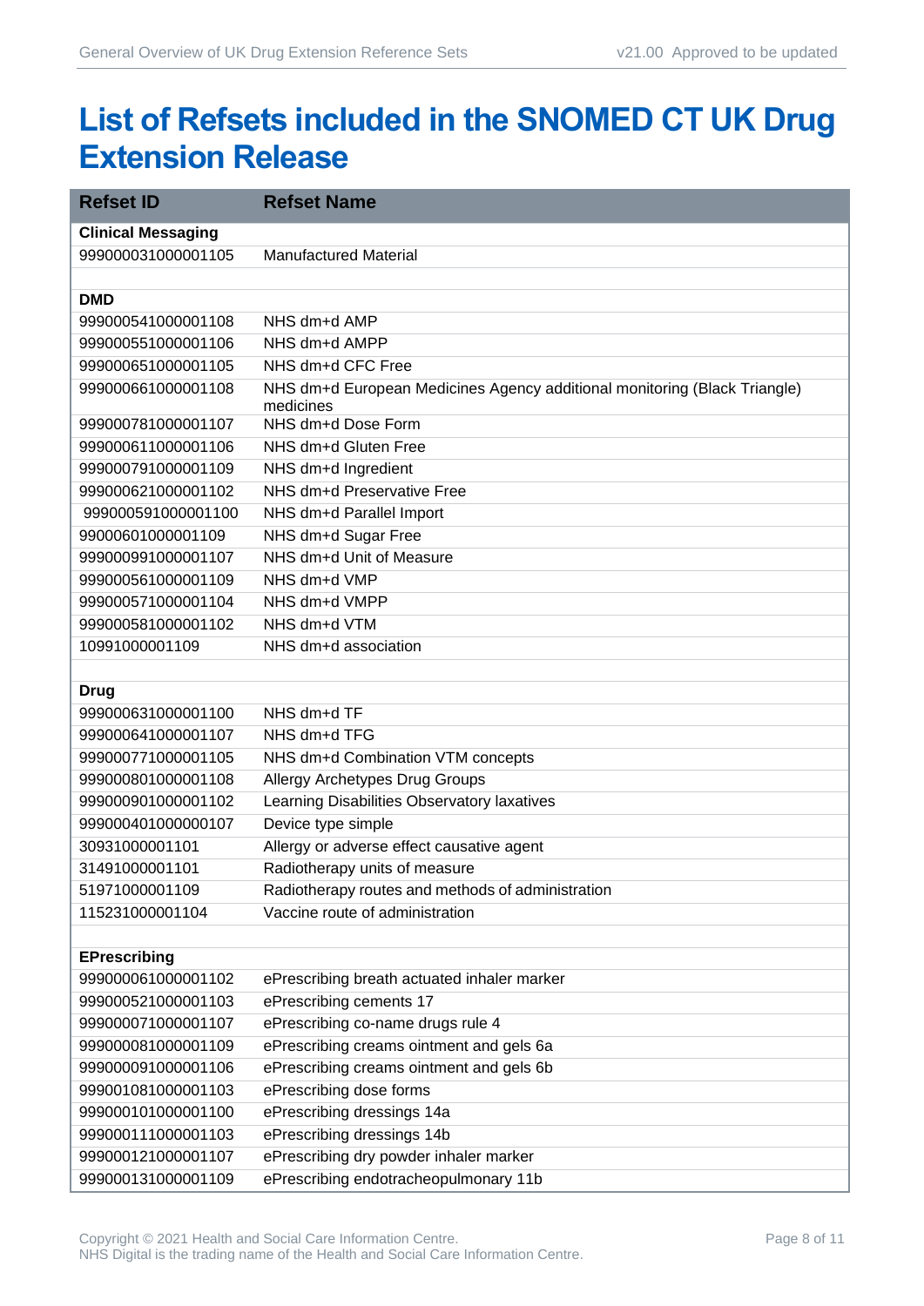# List of Refsets included in the SNOMED CT UK Drug Extension Release

| Refset ID | Refset Name |
|---|---|
| **Clinical Messaging** | |
| 999000031000001105 | Manufactured Material |
| | |
| **DMD** | |
| 999000541000001108 | NHS dm+d AMP |
| 999000551000001106 | NHS dm+d AMPP |
| 999000651000001105 | NHS dm+d CFC Free |
| 999000661000001108 | NHS dm+d European Medicines Agency additional monitoring (Black Triangle) medicines |
| 999000781000001107 | NHS dm+d Dose Form |
| 999000611000001106 | NHS dm+d Gluten Free |
| 999000791000001109 | NHS dm+d Ingredient |
| 999000621000001102 | NHS dm+d Preservative Free |
| 999000591000001100 | NHS dm+d Parallel Import |
| 99000601000001109 | NHS dm+d Sugar Free |
| 999000991000001107 | NHS dm+d Unit of Measure |
| 999000561000001109 | NHS dm+d VMP |
| 999000571000001104 | NHS dm+d VMPP |
| 999000581000001102 | NHS dm+d VTM |
| 10991000001109 | NHS dm+d association |
| | |
| **Drug** | |
| 999000631000001100 | NHS dm+d TF |
| 999000641000001107 | NHS dm+d TFG |
| 999000771000001105 | NHS dm+d Combination VTM concepts |
| 999000801000001108 | Allergy Archetypes Drug Groups |
| 999000901000001102 | Learning Disabilities Observatory laxatives |
| 999000401000000107 | Device type simple |
| 30931000001101 | Allergy or adverse effect causative agent |
| 31491000001101 | Radiotherapy units of measure |
| 51971000001109 | Radiotherapy routes and methods of administration |
| 115231000001104 | Vaccine route of administration |
| | |
| **EPrescribing** | |
| 999000061000001102 | ePrescribing breath actuated inhaler marker |
| 999000521000001103 | ePrescribing cements 17 |
| 999000071000001107 | ePrescribing co-name drugs rule 4 |
| 999000081000001109 | ePrescribing creams ointment and gels 6a |
| 999000091000001106 | ePrescribing creams ointment and gels 6b |
| 999001081000001103 | ePrescribing dose forms |
| 999000101000001100 | ePrescribing dressings 14a |
| 999000111000001103 | ePrescribing dressings 14b |
| 999000121000001107 | ePrescribing dry powder inhaler marker |
| 999000131000001109 | ePrescribing endotracheopulmonary 11b |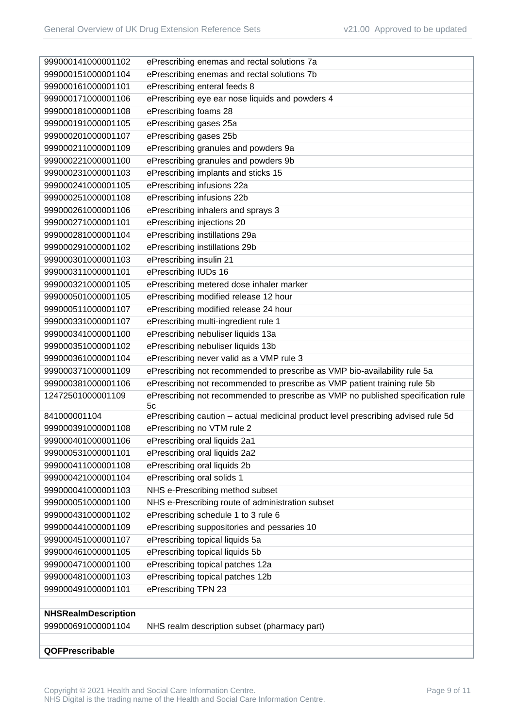| | |
|---|---|
| 999000141000001102 | ePrescribing enemas and rectal solutions 7a |
| 999000151000001104 | ePrescribing enemas and rectal solutions 7b |
| 999000161000001101 | ePrescribing enteral feeds 8 |
| 999000171000001106 | ePrescribing eye ear nose liquids and powders 4 |
| 999000181000001108 | ePrescribing foams 28 |
| 999000191000001105 | ePrescribing gases 25a |
| 999000201000001107 | ePrescribing gases 25b |
| 999000211000001109 | ePrescribing granules and powders 9a |
| 999000221000001100 | ePrescribing granules and powders 9b |
| 999000231000001103 | ePrescribing implants and sticks 15 |
| 999000241000001105 | ePrescribing infusions 22a |
| 999000251000001108 | ePrescribing infusions 22b |
| 999000261000001106 | ePrescribing inhalers and sprays 3 |
| 999000271000001101 | ePrescribing injections 20 |
| 999000281000001104 | ePrescribing instillations 29a |
| 999000291000001102 | ePrescribing instillations 29b |
| 999000301000001103 | ePrescribing insulin 21 |
| 999000311000001101 | ePrescribing IUDs 16 |
| 999000321000001105 | ePrescribing metered dose inhaler marker |
| 999000501000001105 | ePrescribing modified release 12 hour |
| 999000511000001107 | ePrescribing modified release 24 hour |
| 999000331000001107 | ePrescribing multi-ingredient rule 1 |
| 999000341000001100 | ePrescribing nebuliser liquids 13a |
| 999000351000001102 | ePrescribing nebuliser liquids 13b |
| 999000361000001104 | ePrescribing never valid as a VMP rule 3 |
| 999000371000001109 | ePrescribing not recommended to prescribe as VMP bio-availability rule 5a |
| 999000381000001106 | ePrescribing not recommended to prescribe as VMP patient training rule 5b |
| 12472501000001109 | ePrescribing not recommended to prescribe as VMP no published specification rule 5c |
| 841000001104 | ePrescribing caution – actual medicinal product level prescribing advised rule 5d |
| 999000391000001108 | ePrescribing no VTM rule 2 |
| 999000401000001106 | ePrescribing oral liquids 2a1 |
| 999000531000001101 | ePrescribing oral liquids 2a2 |
| 999000411000001108 | ePrescribing oral liquids 2b |
| 999000421000001104 | ePrescribing oral solids 1 |
| 999000041000001103 | NHS e-Prescribing method subset |
| 999000051000001100 | NHS e-Prescribing route of administration subset |
| 999000431000001102 | ePrescribing schedule 1 to 3 rule 6 |
| 999000441000001109 | ePrescribing suppositories and pessaries 10 |
| 999000451000001107 | ePrescribing topical liquids 5a |
| 999000461000001105 | ePrescribing topical liquids 5b |
| 999000471000001100 | ePrescribing topical patches 12a |
| 999000481000001103 | ePrescribing topical patches 12b |
| 999000491000001101 | ePrescribing TPN 23 |
| | |
| **NHSRealmDescription** | |
| 999000691000001104 | NHS realm description subset (pharmacy part) |
| | |
| **QOFPrescribable** | |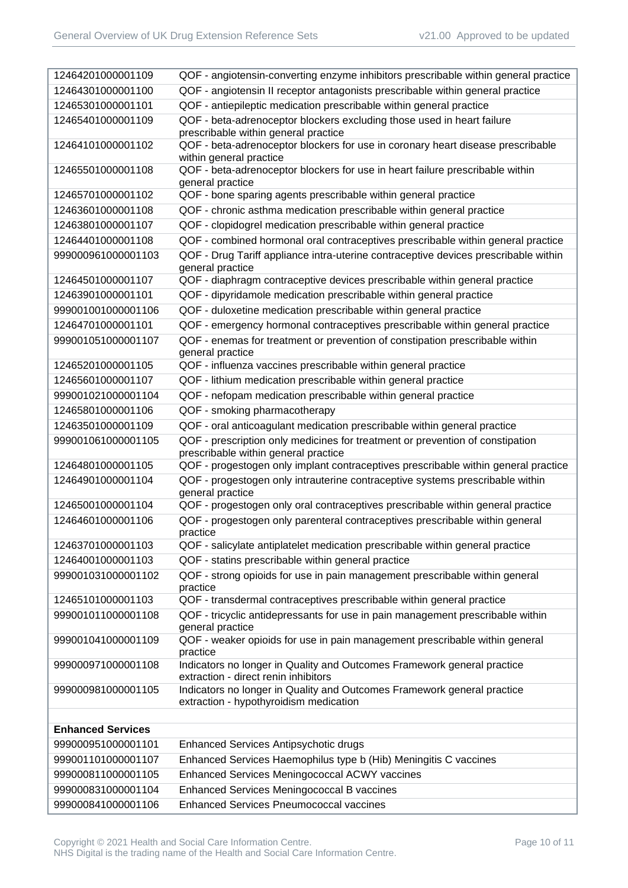| | |
|---|---|
| 12464201000001109 | QOF - angiotensin-converting enzyme inhibitors prescribable within general practice |
| 12464301000001100 | QOF - angiotensin II receptor antagonists prescribable within general practice |
| 12465301000001101 | QOF - antiepileptic medication prescribable within general practice |
| 12465401000001109 | QOF - beta-adrenoceptor blockers excluding those used in heart failure prescribable within general practice |
| 12464101000001102 | QOF - beta-adrenoceptor blockers for use in coronary heart disease prescribable within general practice |
| 12465501000001108 | QOF - beta-adrenoceptor blockers for use in heart failure prescribable within general practice |
| 12465701000001102 | QOF - bone sparing agents prescribable within general practice |
| 12463601000001108 | QOF - chronic asthma medication prescribable within general practice |
| 12463801000001107 | QOF - clopidogrel medication prescribable within general practice |
| 12464401000001108 | QOF - combined hormonal oral contraceptives prescribable within general practice |
| 999000961000001103 | QOF - Drug Tariff appliance intra-uterine contraceptive devices prescribable within general practice |
| 12464501000001107 | QOF - diaphragm contraceptive devices prescribable within general practice |
| 12463901000001101 | QOF - dipyridamole medication prescribable within general practice |
| 999001001000001106 | QOF - duloxetine medication prescribable within general practice |
| 12464701000001101 | QOF - emergency hormonal contraceptives prescribable within general practice |
| 999001051000001107 | QOF - enemas for treatment or prevention of constipation prescribable within general practice |
| 12465201000001105 | QOF - influenza vaccines prescribable within general practice |
| 12465601000001107 | QOF - lithium medication prescribable within general practice |
| 999001021000001104 | QOF - nefopam medication prescribable within general practice |
| 12465801000001106 | QOF - smoking pharmacotherapy |
| 12463501000001109 | QOF - oral anticoagulant medication prescribable within general practice |
| 999001061000001105 | QOF - prescription only medicines for treatment or prevention of constipation prescribable within general practice |
| 12464801000001105 | QOF - progestogen only implant contraceptives prescribable within general practice |
| 12464901000001104 | QOF - progestogen only intrauterine contraceptive systems prescribable within general practice |
| 12465001000001104 | QOF - progestogen only oral contraceptives prescribable within general practice |
| 12464601000001106 | QOF - progestogen only parenteral contraceptives prescribable within general practice |
| 12463701000001103 | QOF - salicylate antiplatelet medication prescribable within general practice |
| 12464001000001103 | QOF - statins prescribable within general practice |
| 999001031000001102 | QOF - strong opioids for use in pain management prescribable within general practice |
| 12465101000001103 | QOF - transdermal contraceptives prescribable within general practice |
| 999001011000001108 | QOF - tricyclic antidepressants for use in pain management prescribable within general practice |
| 999001041000001109 | QOF - weaker opioids for use in pain management prescribable within general practice |
| 999000971000001108 | Indicators no longer in Quality and Outcomes Framework general practice extraction - direct renin inhibitors |
| 999000981000001105 | Indicators no longer in Quality and Outcomes Framework general practice extraction - hypothyroidism medication |
| | |
| **Enhanced Services** | |
| 999000951000001101 | Enhanced Services Antipsychotic drugs |
| 999001101000001107 | Enhanced Services Haemophilus type b (Hib) Meningitis C vaccines |
| 999000811000001105 | Enhanced Services Meningococcal ACWY vaccines |
| 999000831000001104 | Enhanced Services Meningococcal B vaccines |
| 999000841000001106 | Enhanced Services Pneumococcal vaccines |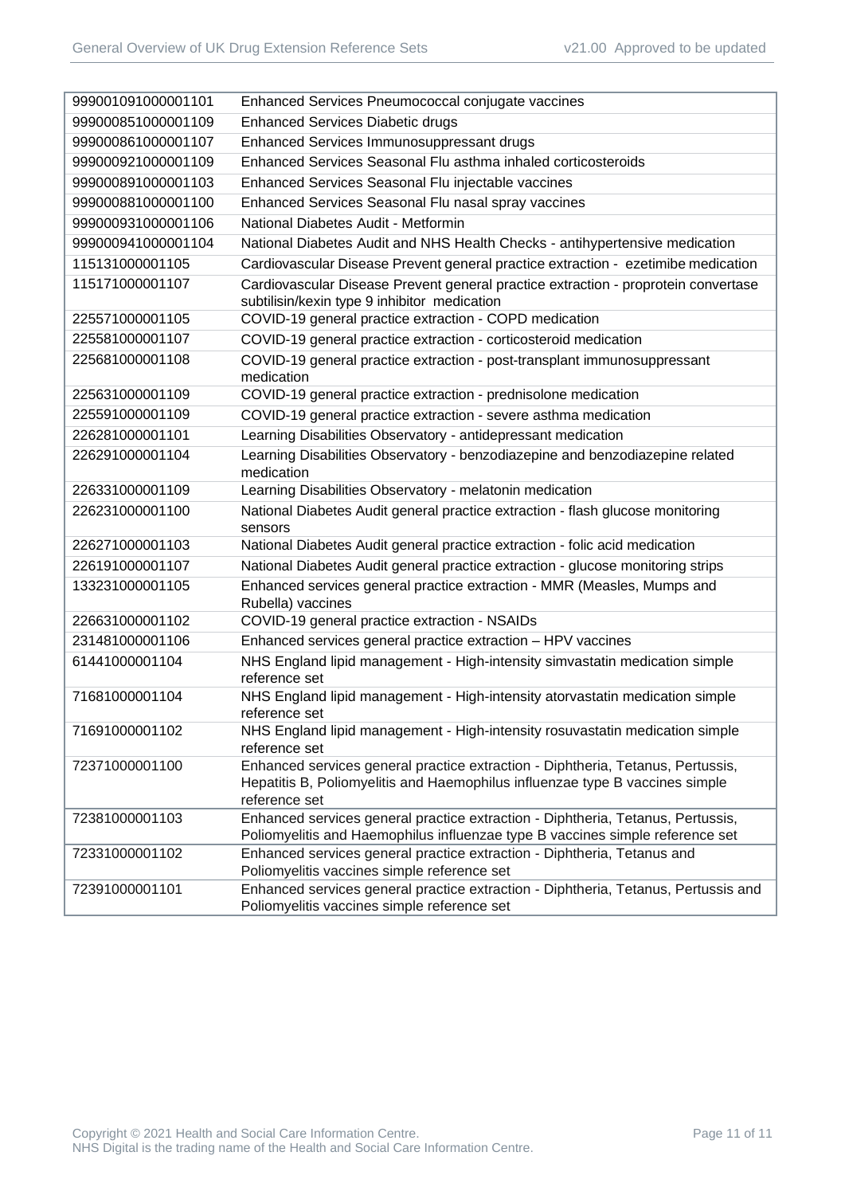| | |
|---|---|
| 999001091000001101 | Enhanced Services Pneumococcal conjugate vaccines |
| 999000851000001109 | Enhanced Services Diabetic drugs |
| 999000861000001107 | Enhanced Services Immunosuppressant drugs |
| 999000921000001109 | Enhanced Services Seasonal Flu asthma inhaled corticosteroids |
| 999000891000001103 | Enhanced Services Seasonal Flu injectable vaccines |
| 999000881000001100 | Enhanced Services Seasonal Flu nasal spray vaccines |
| 999000931000001106 | National Diabetes Audit - Metformin |
| 999000941000001104 | National Diabetes Audit and NHS Health Checks - antihypertensive medication |
| 115131000001105 | Cardiovascular Disease Prevent general practice extraction - ezetimibe medication |
| 115171000001107 | Cardiovascular Disease Prevent general practice extraction - proprotein convertase subtilisin/kexin type 9 inhibitor medication |
| 225571000001105 | COVID-19 general practice extraction - COPD medication |
| 225581000001107 | COVID-19 general practice extraction - corticosteroid medication |
| 225681000001108 | COVID-19 general practice extraction - post-transplant immunosuppressant medication |
| 225631000001109 | COVID-19 general practice extraction - prednisolone medication |
| 225591000001109 | COVID-19 general practice extraction - severe asthma medication |
| 226281000001101 | Learning Disabilities Observatory - antidepressant medication |
| 226291000001104 | Learning Disabilities Observatory - benzodiazepine and benzodiazepine related medication |
| 226331000001109 | Learning Disabilities Observatory - melatonin medication |
| 226231000001100 | National Diabetes Audit general practice extraction - flash glucose monitoring sensors |
| 226271000001103 | National Diabetes Audit general practice extraction - folic acid medication |
| 226191000001107 | National Diabetes Audit general practice extraction - glucose monitoring strips |
| 133231000001105 | Enhanced services general practice extraction - MMR (Measles, Mumps and Rubella) vaccines |
| 226631000001102 | COVID-19 general practice extraction - NSAIDs |
| 231481000001106 | Enhanced services general practice extraction – HPV vaccines |
| 61441000001104 | NHS England lipid management - High-intensity simvastatin medication simple reference set |
| 71681000001104 | NHS England lipid management - High-intensity atorvastatin medication simple reference set |
| 71691000001102 | NHS England lipid management - High-intensity rosuvastatin medication simple reference set |
| 72371000001100 | Enhanced services general practice extraction - Diphtheria, Tetanus, Pertussis, Hepatitis B, Poliomyelitis and Haemophilus influenzae type B vaccines simple reference set |
| 72381000001103 | Enhanced services general practice extraction - Diphtheria, Tetanus, Pertussis, Poliomyelitis and Haemophilus influenzae type B vaccines simple reference set |
| 72331000001102 | Enhanced services general practice extraction - Diphtheria, Tetanus and Poliomyelitis vaccines simple reference set |
| 72391000001101 | Enhanced services general practice extraction - Diphtheria, Tetanus, Pertussis and Poliomyelitis vaccines simple reference set |